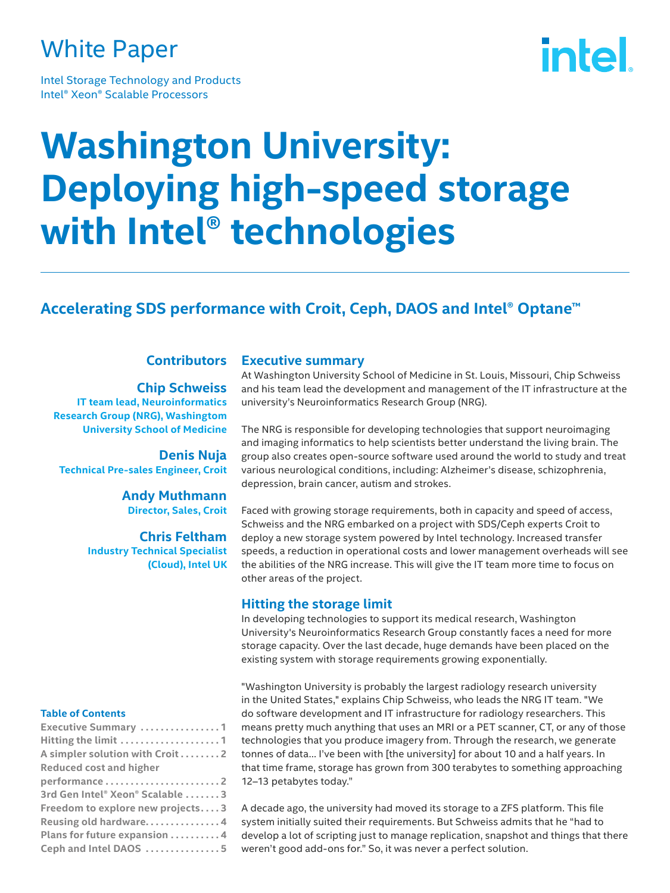White Paper

Intel Storage Technology and Products
Intel® Xeon® Scalable Processors

# Washington University: Deploying high-speed storage with Intel® technologies

## Accelerating SDS performance with Croit, Ceph, DAOS and Intel® Optane™

### Contributors

**Chip Schweiss**
IT team lead, Neuroinformatics Research Group (NRG), Washingtom University School of Medicine

**Denis Nuja**
Technical Pre-sales Engineer, Croit

**Andy Muthmann**
Director, Sales, Croit

**Chris Feltham**
Industry Technical Specialist (Cloud), Intel UK

**Table of Contents**

| | |
|---|---|
| Executive Summary | 1 |
| Hitting the limit | 1 |
| A simpler solution with Croit | 2 |
| Reduced cost and higher performance | 2 |
| 3rd Gen Intel® Xeon® Scalable | 3 |
| Freedom to explore new projects | 3 |
| Reusing old hardware | 4 |
| Plans for future expansion | 4 |
| Ceph and Intel DAOS | 5 |

### Executive summary

At Washington University School of Medicine in St. Louis, Missouri, Chip Schweiss and his team lead the development and management of the IT infrastructure at the university's Neuroinformatics Research Group (NRG).

The NRG is responsible for developing technologies that support neuroimaging and imaging informatics to help scientists better understand the living brain. The group also creates open-source software used around the world to study and treat various neurological conditions, including: Alzheimer's disease, schizophrenia, depression, brain cancer, autism and strokes.

Faced with growing storage requirements, both in capacity and speed of access, Schweiss and the NRG embarked on a project with SDS/Ceph experts Croit to deploy a new storage system powered by Intel technology. Increased transfer speeds, a reduction in operational costs and lower management overheads will see the abilities of the NRG increase. This will give the IT team more time to focus on other areas of the project.

### Hitting the storage limit

In developing technologies to support its medical research, Washington University's Neuroinformatics Research Group constantly faces a need for more storage capacity. Over the last decade, huge demands have been placed on the existing system with storage requirements growing exponentially.

"Washington University is probably the largest radiology research university in the United States," explains Chip Schweiss, who leads the NRG IT team. "We do software development and IT infrastructure for radiology researchers. This means pretty much anything that uses an MRI or a PET scanner, CT, or any of those technologies that you produce imagery from. Through the research, we generate tonnes of data... I've been with [the university] for about 10 and a half years. In that time frame, storage has grown from 300 terabytes to something approaching 12–13 petabytes today."

A decade ago, the university had moved its storage to a ZFS platform. This file system initially suited their requirements. But Schweiss admits that he "had to develop a lot of scripting just to manage replication, snapshot and things that there weren't good add-ons for." So, it was never a perfect solution.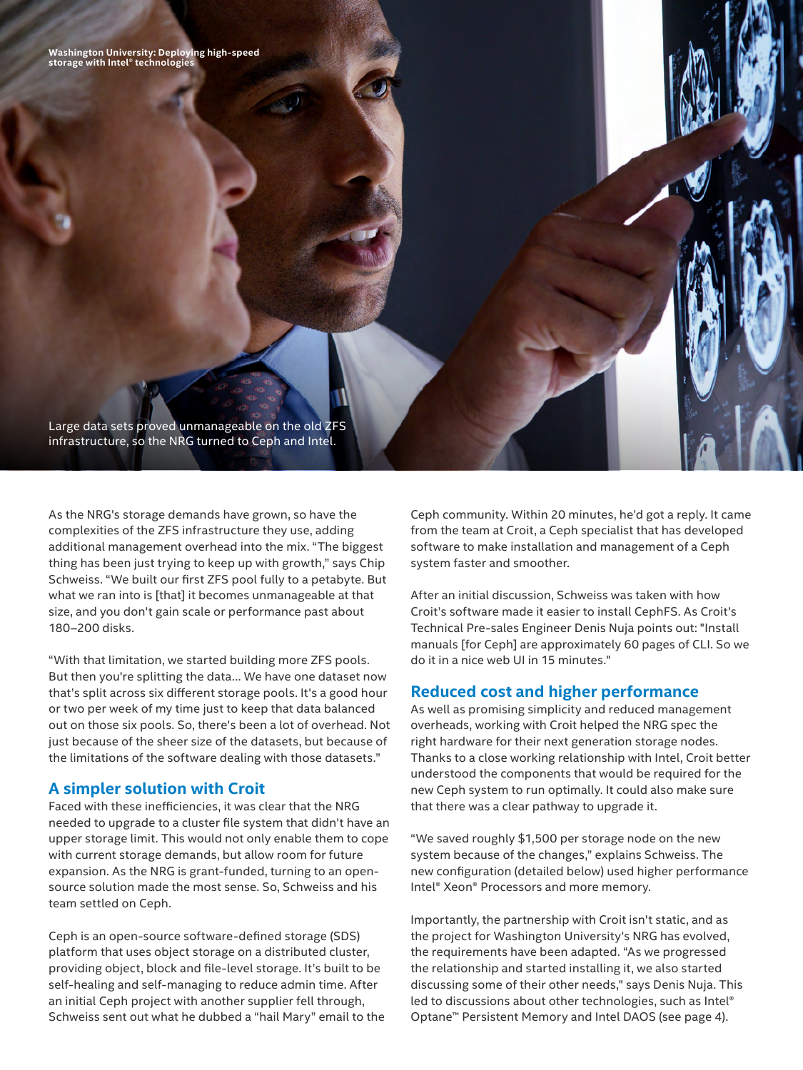Large data sets proved unmanageable on the old ZFS infrastructure, so the NRG turned to Ceph and Intel.

As the NRG's storage demands have grown, so have the complexities of the ZFS infrastructure they use, adding additional management overhead into the mix. "The biggest thing has been just trying to keep up with growth," says Chip Schweiss. "We built our first ZFS pool fully to a petabyte. But what we ran into is [that] it becomes unmanageable at that size, and you don't gain scale or performance past about 180–200 disks.

"With that limitation, we started building more ZFS pools. But then you're splitting the data... We have one dataset now that's split across six different storage pools. It's a good hour or two per week of my time just to keep that data balanced out on those six pools. So, there's been a lot of overhead. Not just because of the sheer size of the datasets, but because of the limitations of the software dealing with those datasets."

## A simpler solution with Croit

Faced with these inefficiencies, it was clear that the NRG needed to upgrade to a cluster file system that didn't have an upper storage limit. This would not only enable them to cope with current storage demands, but allow room for future expansion. As the NRG is grant-funded, turning to an open-source solution made the most sense. So, Schweiss and his team settled on Ceph.

Ceph is an open-source software-defined storage (SDS) platform that uses object storage on a distributed cluster, providing object, block and file-level storage. It's built to be self-healing and self-managing to reduce admin time. After an initial Ceph project with another supplier fell through, Schweiss sent out what he dubbed a "hail Mary" email to the Ceph community. Within 20 minutes, he'd got a reply. It came from the team at Croit, a Ceph specialist that has developed software to make installation and management of a Ceph system faster and smoother.

After an initial discussion, Schweiss was taken with how Croit's software made it easier to install CephFS. As Croit's Technical Pre-sales Engineer Denis Nuja points out: "Install manuals [for Ceph] are approximately 60 pages of CLI. So we do it in a nice web UI in 15 minutes."

## Reduced cost and higher performance

As well as promising simplicity and reduced management overheads, working with Croit helped the NRG spec the right hardware for their next generation storage nodes. Thanks to a close working relationship with Intel, Croit better understood the components that would be required for the new Ceph system to run optimally. It could also make sure that there was a clear pathway to upgrade it.

"We saved roughly $1,500 per storage node on the new system because of the changes," explains Schweiss. The new configuration (detailed below) used higher performance Intel® Xeon® Processors and more memory.

Importantly, the partnership with Croit isn't static, and as the project for Washington University's NRG has evolved, the requirements have been adapted. "As we progressed the relationship and started installing it, we also started discussing some of their other needs," says Denis Nuja. This led to discussions about other technologies, such as Intel® Optane™ Persistent Memory and Intel DAOS (see page 4).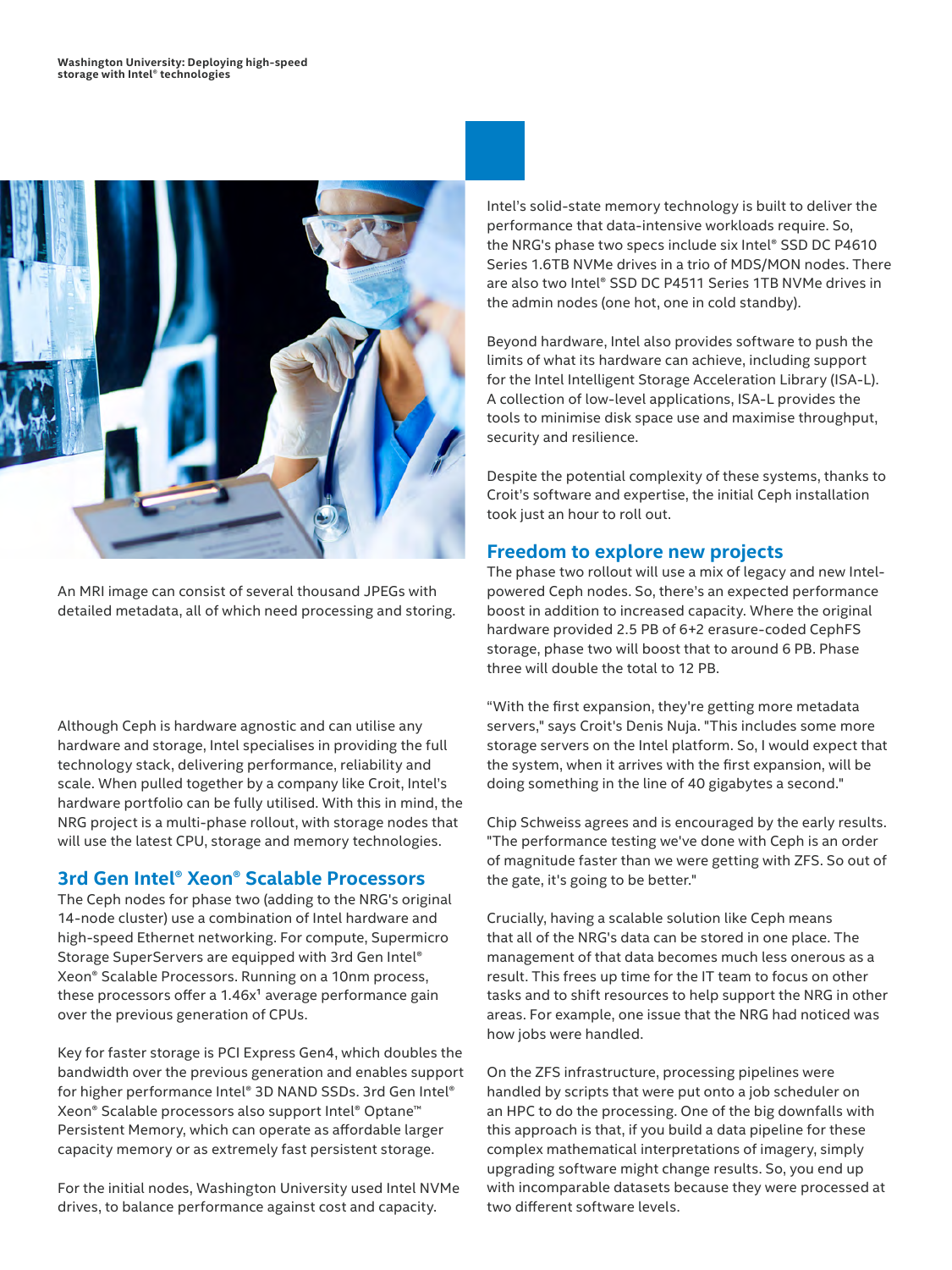An MRI image can consist of several thousand JPEGs with detailed metadata, all of which need processing and storing.

Although Ceph is hardware agnostic and can utilise any hardware and storage, Intel specialises in providing the full technology stack, delivering performance, reliability and scale. When pulled together by a company like Croit, Intel's hardware portfolio can be fully utilised. With this in mind, the NRG project is a multi-phase rollout, with storage nodes that will use the latest CPU, storage and memory technologies.

## 3rd Gen Intel® Xeon® Scalable Processors

The Ceph nodes for phase two (adding to the NRG's original 14-node cluster) use a combination of Intel hardware and high-speed Ethernet networking. For compute, Supermicro Storage SuperServers are equipped with 3rd Gen Intel® Xeon® Scalable Processors. Running on a 10nm process, these processors offer a 1.46x[1] average performance gain over the previous generation of CPUs.

Key for faster storage is PCI Express Gen4, which doubles the bandwidth over the previous generation and enables support for higher performance Intel® 3D NAND SSDs. 3rd Gen Intel® Xeon® Scalable processors also support Intel® Optane™ Persistent Memory, which can operate as affordable larger capacity memory or as extremely fast persistent storage.

For the initial nodes, Washington University used Intel NVMe drives, to balance performance against cost and capacity.

Intel's solid-state memory technology is built to deliver the performance that data-intensive workloads require. So, the NRG's phase two specs include six Intel® SSD DC P4610 Series 1.6TB NVMe drives in a trio of MDS/MON nodes. There are also two Intel® SSD DC P4511 Series 1TB NVMe drives in the admin nodes (one hot, one in cold standby).

Beyond hardware, Intel also provides software to push the limits of what its hardware can achieve, including support for the Intel Intelligent Storage Acceleration Library (ISA-L). A collection of low-level applications, ISA-L provides the tools to minimise disk space use and maximise throughput, security and resilience.

Despite the potential complexity of these systems, thanks to Croit's software and expertise, the initial Ceph installation took just an hour to roll out.

## Freedom to explore new projects

The phase two rollout will use a mix of legacy and new Intel-powered Ceph nodes. So, there's an expected performance boost in addition to increased capacity. Where the original hardware provided 2.5 PB of 6+2 erasure-coded CephFS storage, phase two will boost that to around 6 PB. Phase three will double the total to 12 PB.

"With the first expansion, they're getting more metadata servers," says Croit's Denis Nuja. "This includes some more storage servers on the Intel platform. So, I would expect that the system, when it arrives with the first expansion, will be doing something in the line of 40 gigabytes a second."

Chip Schweiss agrees and is encouraged by the early results. "The performance testing we've done with Ceph is an order of magnitude faster than we were getting with ZFS. So out of the gate, it's going to be better."

Crucially, having a scalable solution like Ceph means that all of the NRG's data can be stored in one place. The management of that data becomes much less onerous as a result. This frees up time for the IT team to focus on other tasks and to shift resources to help support the NRG in other areas. For example, one issue that the NRG had noticed was how jobs were handled.

On the ZFS infrastructure, processing pipelines were handled by scripts that were put onto a job scheduler on an HPC to do the processing. One of the big downfalls with this approach is that, if you build a data pipeline for these complex mathematical interpretations of imagery, simply upgrading software might change results. So, you end up with incomparable datasets because they were processed at two different software levels.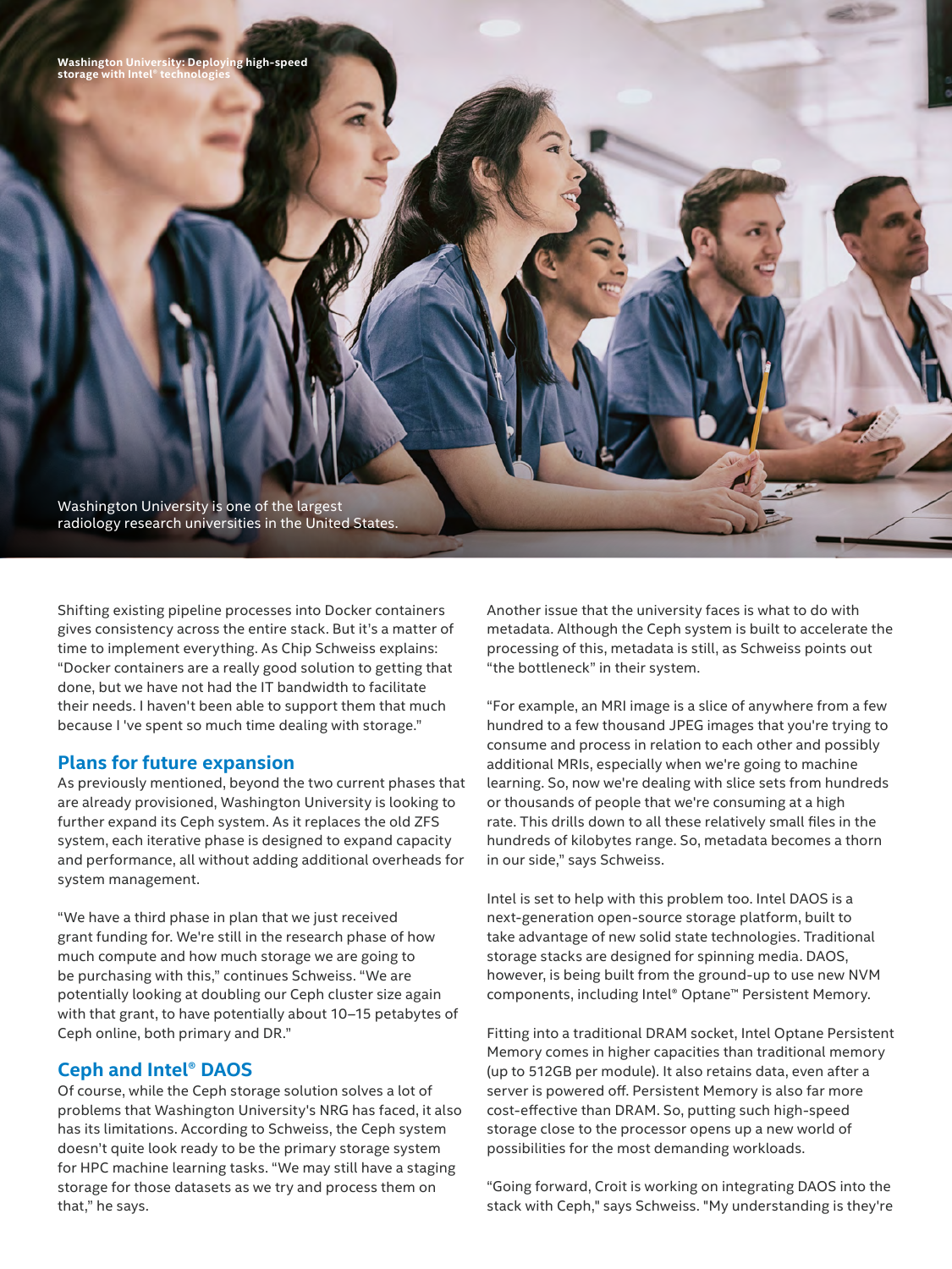Washington University is one of the largest radiology research universities in the United States.

Shifting existing pipeline processes into Docker containers gives consistency across the entire stack. But it's a matter of time to implement everything. As Chip Schweiss explains: "Docker containers are a really good solution to getting that done, but we have not had the IT bandwidth to facilitate their needs. I haven't been able to support them that much because I 've spent so much time dealing with storage."

## Plans for future expansion

As previously mentioned, beyond the two current phases that are already provisioned, Washington University is looking to further expand its Ceph system. As it replaces the old ZFS system, each iterative phase is designed to expand capacity and performance, all without adding additional overheads for system management.

"We have a third phase in plan that we just received grant funding for. We're still in the research phase of how much compute and how much storage we are going to be purchasing with this," continues Schweiss. "We are potentially looking at doubling our Ceph cluster size again with that grant, to have potentially about 10–15 petabytes of Ceph online, both primary and DR."

## Ceph and Intel® DAOS

Of course, while the Ceph storage solution solves a lot of problems that Washington University's NRG has faced, it also has its limitations. According to Schweiss, the Ceph system doesn't quite look ready to be the primary storage system for HPC machine learning tasks. "We may still have a staging storage for those datasets as we try and process them on that," he says.

Another issue that the university faces is what to do with metadata. Although the Ceph system is built to accelerate the processing of this, metadata is still, as Schweiss points out "the bottleneck" in their system.

"For example, an MRI image is a slice of anywhere from a few hundred to a few thousand JPEG images that you're trying to consume and process in relation to each other and possibly additional MRIs, especially when we're going to machine learning. So, now we're dealing with slice sets from hundreds or thousands of people that we're consuming at a high rate. This drills down to all these relatively small files in the hundreds of kilobytes range. So, metadata becomes a thorn in our side," says Schweiss.

Intel is set to help with this problem too. Intel DAOS is a next-generation open-source storage platform, built to take advantage of new solid state technologies. Traditional storage stacks are designed for spinning media. DAOS, however, is being built from the ground-up to use new NVM components, including Intel® Optane™ Persistent Memory.

Fitting into a traditional DRAM socket, Intel Optane Persistent Memory comes in higher capacities than traditional memory (up to 512GB per module). It also retains data, even after a server is powered off. Persistent Memory is also far more cost-effective than DRAM. So, putting such high-speed storage close to the processor opens up a new world of possibilities for the most demanding workloads.

"Going forward, Croit is working on integrating DAOS into the stack with Ceph," says Schweiss. "My understanding is they're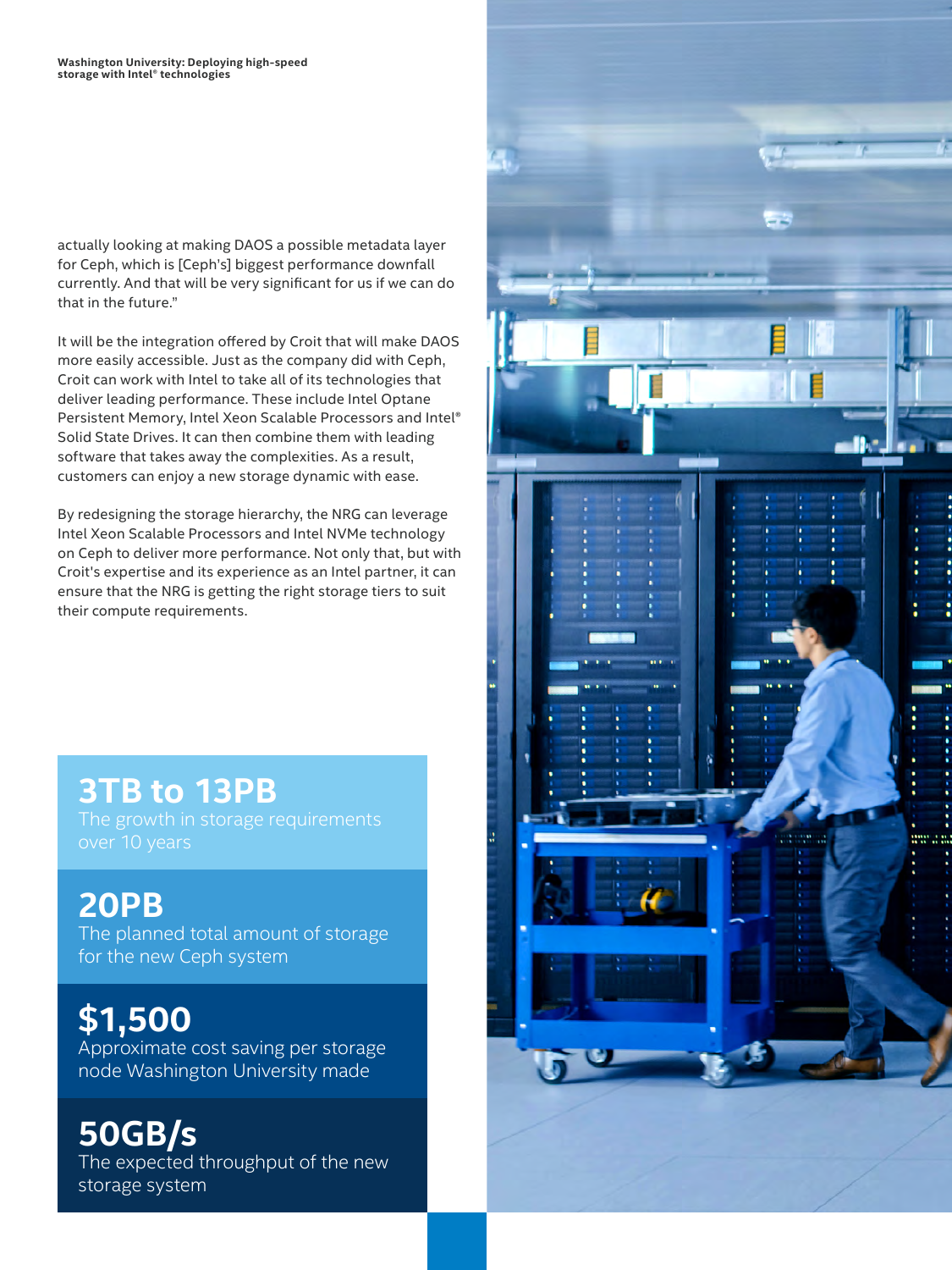actually looking at making DAOS a possible metadata layer for Ceph, which is [Ceph's] biggest performance downfall currently. And that will be very significant for us if we can do that in the future."

It will be the integration offered by Croit that will make DAOS more easily accessible. Just as the company did with Ceph, Croit can work with Intel to take all of its technologies that deliver leading performance. These include Intel Optane Persistent Memory, Intel Xeon Scalable Processors and Intel® Solid State Drives. It can then combine them with leading software that takes away the complexities. As a result, customers can enjoy a new storage dynamic with ease.

By redesigning the storage hierarchy, the NRG can leverage Intel Xeon Scalable Processors and Intel NVMe technology on Ceph to deliver more performance. Not only that, but with Croit's expertise and its experience as an Intel partner, it can ensure that the NRG is getting the right storage tiers to suit their compute requirements.

**3TB to 13PB**
The growth in storage requirements over 10 years

**20PB**
The planned total amount of storage for the new Ceph system

**$1,500**
Approximate cost saving per storage node Washington University made

**50GB/s**
The expected throughput of the new storage system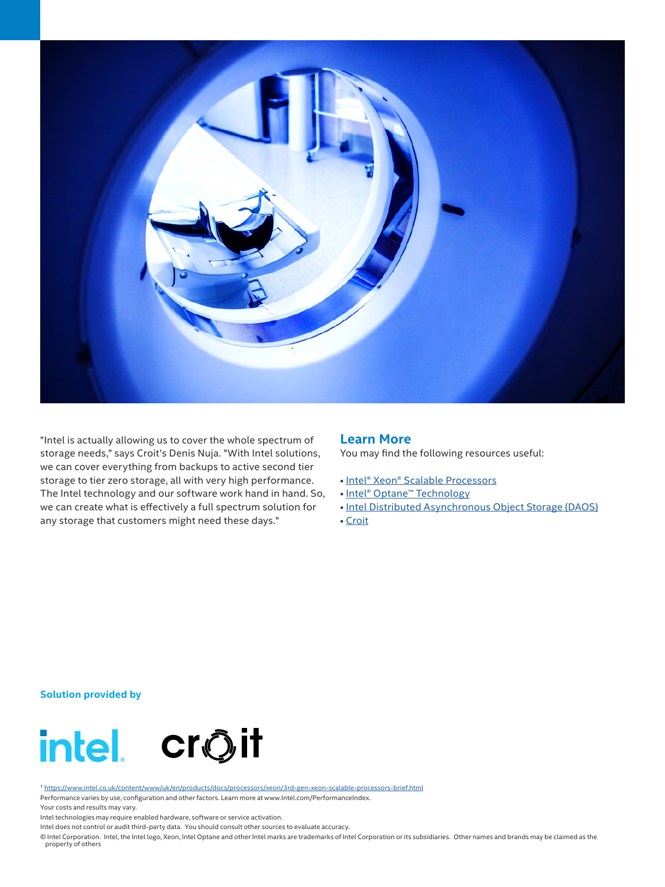"Intel is actually allowing us to cover the whole spectrum of storage needs," says Croit's Denis Nuja. "With Intel solutions, we can cover everything from backups to active second tier storage to tier zero storage, all with very high performance. The Intel technology and our software work hand in hand. So, we can create what is effectively a full spectrum solution for any storage that customers might need these days."

## Learn More

You may find the following resources useful:

- Intel® Xeon® Scalable Processors
- Intel® Optane™ Technology
- Intel Distributed Asynchronous Object Storage (DAOS)
- Croit

**Solution provided by**

[1] https://www.intel.co.uk/content/www/uk/en/products/docs/processors/xeon/3rd-gen-xeon-scalable-processors-brief.html

Performance varies by use, configuration and other factors. Learn more at www.Intel.com/PerformanceIndex.

Your costs and results may vary.

Intel technologies may require enabled hardware, software or service activation.

Intel does not control or audit third-party data. You should consult other sources to evaluate accuracy.

© Intel Corporation. Intel, the Intel logo, Xeon, Intel Optane and other Intel marks are trademarks of Intel Corporation or its subsidiaries. Other names and brands may be claimed as the property of others